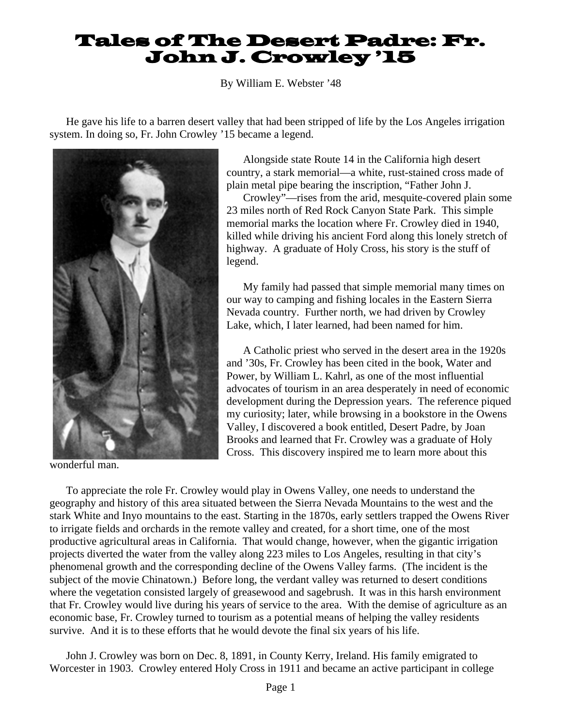# Tales of The Desert Padre: Fr. John J. Crowley '15

By William E. Webster '48

He gave his life to a barren desert valley that had been stripped of life by the Los Angeles irrigation system. In doing so, Fr. John Crowley '15 became a legend.

Alongside state Route 14 in the California high desert country, a stark memorial—a white, rust-stained cross made of plain metal pipe bearing the inscription, "Father John J. Crowley"—rises from the arid, mesquite-covered plain some 23 miles north of Red Rock Canyon State Park. This simple memorial marks the location where Fr. Crowley died in 1940, killed while driving his ancient Ford along this lonely stretch of highway. A graduate of Holy Cross, his story is the stuff of legend.

My family had passed that simple memorial many times on our way to camping and fishing locales in the Eastern Sierra Nevada country. Further north, we had driven by Crowley Lake, which, I later learned, had been named for him.

A Catholic priest who served in the desert area in the 1920s and '30s, Fr. Crowley has been cited in the book, Water and Power, by William L. Kahrl, as one of the most influential advocates of tourism in an area desperately in need of economic development during the Depression years. The reference piqued my curiosity; later, while browsing in a bookstore in the Owens Valley, I discovered a book entitled, Desert Padre, by Joan Brooks and learned that Fr. Crowley was a graduate of Holy Cross. This discovery inspired me to learn more about this wonderful man.

To appreciate the role Fr. Crowley would play in Owens Valley, one needs to understand the geography and history of this area situated between the Sierra Nevada Mountains to the west and the stark White and Inyo mountains to the east. Starting in the 1870s, early settlers trapped the Owens River to irrigate fields and orchards in the remote valley and created, for a short time, one of the most productive agricultural areas in California. That would change, however, when the gigantic irrigation projects diverted the water from the valley along 223 miles to Los Angeles, resulting in that city's phenomenal growth and the corresponding decline of the Owens Valley farms. (The incident is the subject of the movie Chinatown.) Before long, the verdant valley was returned to desert conditions where the vegetation consisted largely of greasewood and sagebrush. It was in this harsh environment that Fr. Crowley would live during his years of service to the area. With the demise of agriculture as an economic base, Fr. Crowley turned to tourism as a potential means of helping the valley residents survive. And it is to these efforts that he would devote the final six years of his life.

John J. Crowley was born on Dec. 8, 1891, in County Kerry, Ireland. His family emigrated to Worcester in 1903. Crowley entered Holy Cross in 1911 and became an active participant in college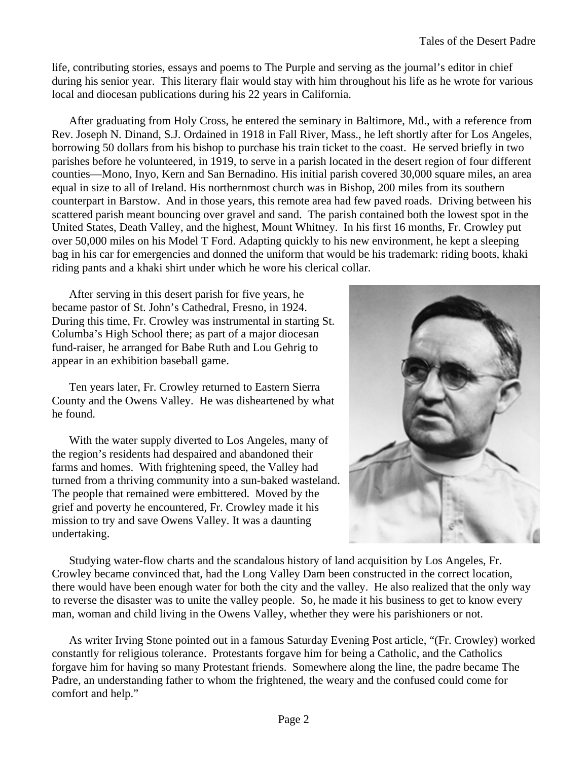life, contributing stories, essays and poems to The Purple and serving as the journal's editor in chief during his senior year. This literary flair would stay with him throughout his life as he wrote for various local and diocesan publications during his 22 years in California.

After graduating from Holy Cross, he entered the seminary in Baltimore, Md., with a reference from Rev. Joseph N. Dinand, S.J. Ordained in 1918 in Fall River, Mass., he left shortly after for Los Angeles, borrowing 50 dollars from his bishop to purchase his train ticket to the coast. He served briefly in two parishes before he volunteered, in 1919, to serve in a parish located in the desert region of four different counties—Mono, Inyo, Kern and San Bernadino. His initial parish covered 30,000 square miles, an area equal in size to all of Ireland. His northernmost church was in Bishop, 200 miles from its southern counterpart in Barstow. And in those years, this remote area had few paved roads. Driving between his scattered parish meant bouncing over gravel and sand. The parish contained both the lowest spot in the United States, Death Valley, and the highest, Mount Whitney. In his first 16 months, Fr. Crowley put over 50,000 miles on his Model T Ford. Adapting quickly to his new environment, he kept a sleeping bag in his car for emergencies and donned the uniform that would be his trademark: riding boots, khaki riding pants and a khaki shirt under which he wore his clerical collar.

After serving in this desert parish for five years, he became pastor of St. John's Cathedral, Fresno, in 1924. During this time, Fr. Crowley was instrumental in starting St. Columba's High School there; as part of a major diocesan fund-raiser, he arranged for Babe Ruth and Lou Gehrig to appear in an exhibition baseball game.

Ten years later, Fr. Crowley returned to Eastern Sierra County and the Owens Valley. He was disheartened by what he found.

With the water supply diverted to Los Angeles, many of the region's residents had despaired and abandoned their farms and homes. With frightening speed, the Valley had turned from a thriving community into a sun-baked wasteland. The people that remained were embittered. Moved by the grief and poverty he encountered, Fr. Crowley made it his mission to try and save Owens Valley. It was a daunting undertaking.

Studying water-flow charts and the scandalous history of land acquisition by Los Angeles, Fr. Crowley became convinced that, had the Long Valley Dam been constructed in the correct location, there would have been enough water for both the city and the valley. He also realized that the only way to reverse the disaster was to unite the valley people. So, he made it his business to get to know every man, woman and child living in the Owens Valley, whether they were his parishioners or not.

As writer Irving Stone pointed out in a famous Saturday Evening Post article, "(Fr. Crowley) worked constantly for religious tolerance. Protestants forgave him for being a Catholic, and the Catholics forgave him for having so many Protestant friends. Somewhere along the line, the padre became The Padre, an understanding father to whom the frightened, the weary and the confused could come for comfort and help."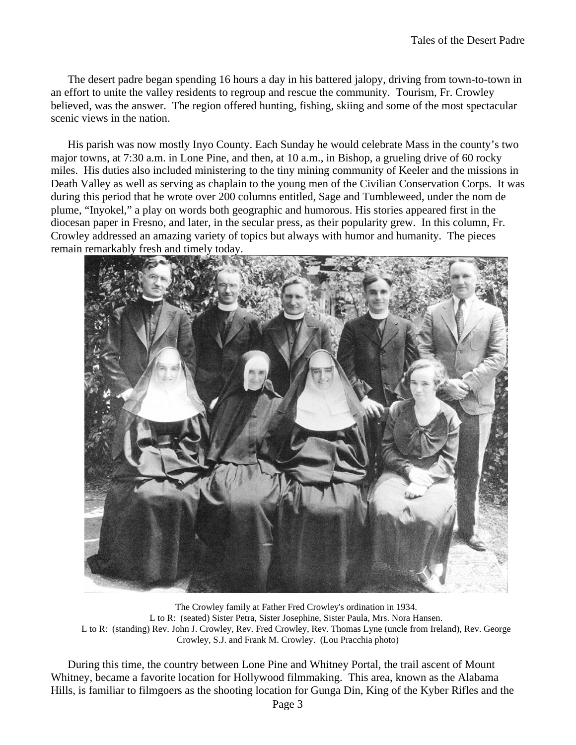The desert padre began spending 16 hours a day in his battered jalopy, driving from town-to-town in an effort to unite the valley residents to regroup and rescue the community. Tourism, Fr. Crowley believed, was the answer. The region offered hunting, fishing, skiing and some of the most spectacular scenic views in the nation.

His parish was now mostly Inyo County. Each Sunday he would celebrate Mass in the county's two major towns, at 7:30 a.m. in Lone Pine, and then, at 10 a.m., in Bishop, a grueling drive of 60 rocky miles. His duties also included ministering to the tiny mining community of Keeler and the missions in Death Valley as well as serving as chaplain to the young men of the Civilian Conservation Corps. It was during this period that he wrote over 200 columns entitled, Sage and Tumbleweed, under the nom de plume, "Inyokel," a play on words both geographic and humorous. His stories appeared first in the diocesan paper in Fresno, and later, in the secular press, as their popularity grew. In this column, Fr. Crowley addressed an amazing variety of topics but always with humor and humanity. The pieces remain remarkably fresh and timely today.

The Crowley family at Father Fred Crowley's ordination in 1934.
L to R: (seated) Sister Petra, Sister Josephine, Sister Paula, Mrs. Nora Hansen.
L to R: (standing) Rev. John J. Crowley, Rev. Fred Crowley, Rev. Thomas Lyne (uncle from Ireland), Rev. George Crowley, S.J. and Frank M. Crowley. (Lou Pracchia photo)

During this time, the country between Lone Pine and Whitney Portal, the trail ascent of Mount Whitney, became a favorite location for Hollywood filmmaking. This area, known as the Alabama Hills, is familiar to filmgoers as the shooting location for Gunga Din, King of the Kyber Rifles and the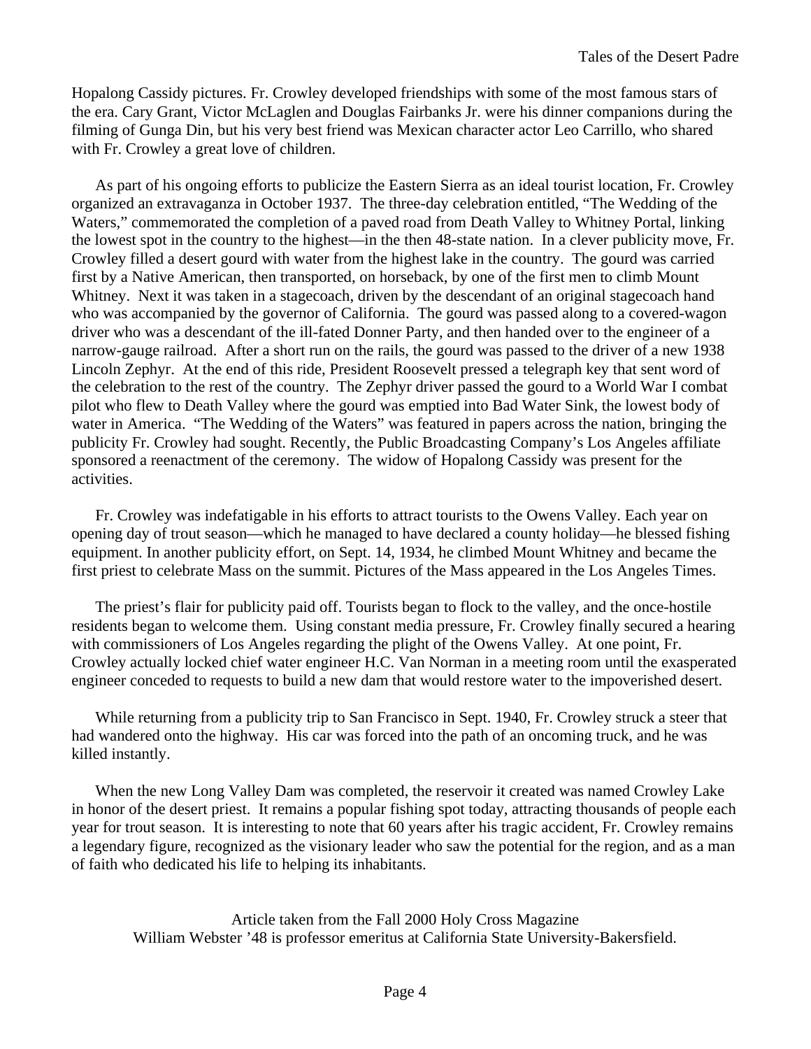Hopalong Cassidy pictures. Fr. Crowley developed friendships with some of the most famous stars of the era. Cary Grant, Victor McLaglen and Douglas Fairbanks Jr. were his dinner companions during the filming of Gunga Din, but his very best friend was Mexican character actor Leo Carrillo, who shared with Fr. Crowley a great love of children.

As part of his ongoing efforts to publicize the Eastern Sierra as an ideal tourist location, Fr. Crowley organized an extravaganza in October 1937. The three-day celebration entitled, "The Wedding of the Waters," commemorated the completion of a paved road from Death Valley to Whitney Portal, linking the lowest spot in the country to the highest—in the then 48-state nation. In a clever publicity move, Fr. Crowley filled a desert gourd with water from the highest lake in the country. The gourd was carried first by a Native American, then transported, on horseback, by one of the first men to climb Mount Whitney. Next it was taken in a stagecoach, driven by the descendant of an original stagecoach hand who was accompanied by the governor of California. The gourd was passed along to a covered-wagon driver who was a descendant of the ill-fated Donner Party, and then handed over to the engineer of a narrow-gauge railroad. After a short run on the rails, the gourd was passed to the driver of a new 1938 Lincoln Zephyr. At the end of this ride, President Roosevelt pressed a telegraph key that sent word of the celebration to the rest of the country. The Zephyr driver passed the gourd to a World War I combat pilot who flew to Death Valley where the gourd was emptied into Bad Water Sink, the lowest body of water in America. "The Wedding of the Waters" was featured in papers across the nation, bringing the publicity Fr. Crowley had sought. Recently, the Public Broadcasting Company's Los Angeles affiliate sponsored a reenactment of the ceremony. The widow of Hopalong Cassidy was present for the activities.

Fr. Crowley was indefatigable in his efforts to attract tourists to the Owens Valley. Each year on opening day of trout season—which he managed to have declared a county holiday—he blessed fishing equipment. In another publicity effort, on Sept. 14, 1934, he climbed Mount Whitney and became the first priest to celebrate Mass on the summit. Pictures of the Mass appeared in the Los Angeles Times.

The priest's flair for publicity paid off. Tourists began to flock to the valley, and the once-hostile residents began to welcome them. Using constant media pressure, Fr. Crowley finally secured a hearing with commissioners of Los Angeles regarding the plight of the Owens Valley. At one point, Fr. Crowley actually locked chief water engineer H.C. Van Norman in a meeting room until the exasperated engineer conceded to requests to build a new dam that would restore water to the impoverished desert.

While returning from a publicity trip to San Francisco in Sept. 1940, Fr. Crowley struck a steer that had wandered onto the highway. His car was forced into the path of an oncoming truck, and he was killed instantly.

When the new Long Valley Dam was completed, the reservoir it created was named Crowley Lake in honor of the desert priest. It remains a popular fishing spot today, attracting thousands of people each year for trout season. It is interesting to note that 60 years after his tragic accident, Fr. Crowley remains a legendary figure, recognized as the visionary leader who saw the potential for the region, and as a man of faith who dedicated his life to helping its inhabitants.

Article taken from the Fall 2000 Holy Cross Magazine
William Webster '48 is professor emeritus at California State University-Bakersfield.